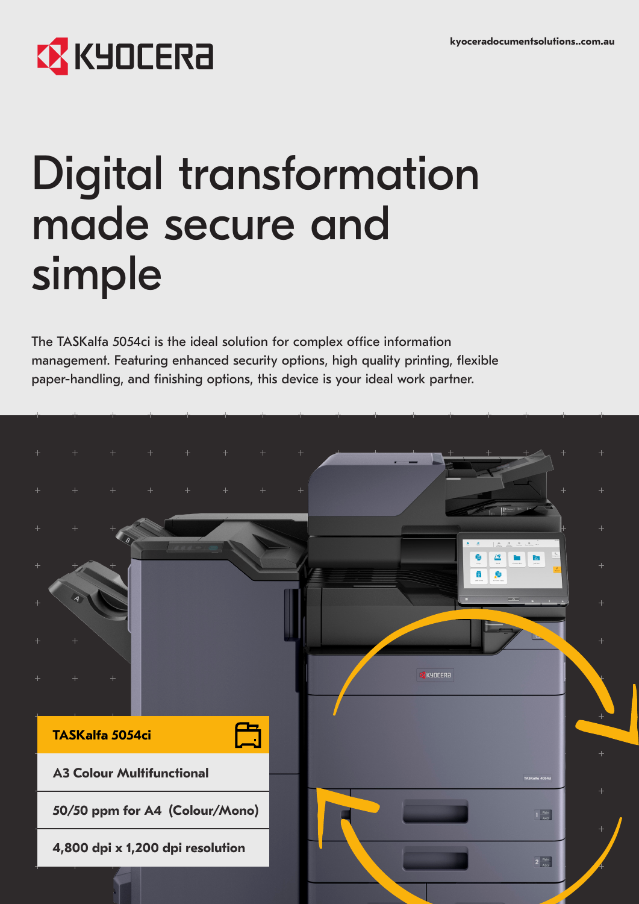KYOCERA

kyoceradocumentsolutions..com.au

# Digital transformation made secure and simple

The TASKalfa 5054ci is the ideal solution for complex office information management. Featuring enhanced security options, high quality printing, flexible paper-handling, and finishing options, this device is your ideal work partner.

**TASKalfa 5054ci**

**A3 Colour Multifunctional**

**50/50 ppm for A4 (Colour/Mono)**

**4,800 dpi x 1,200 dpi resolution**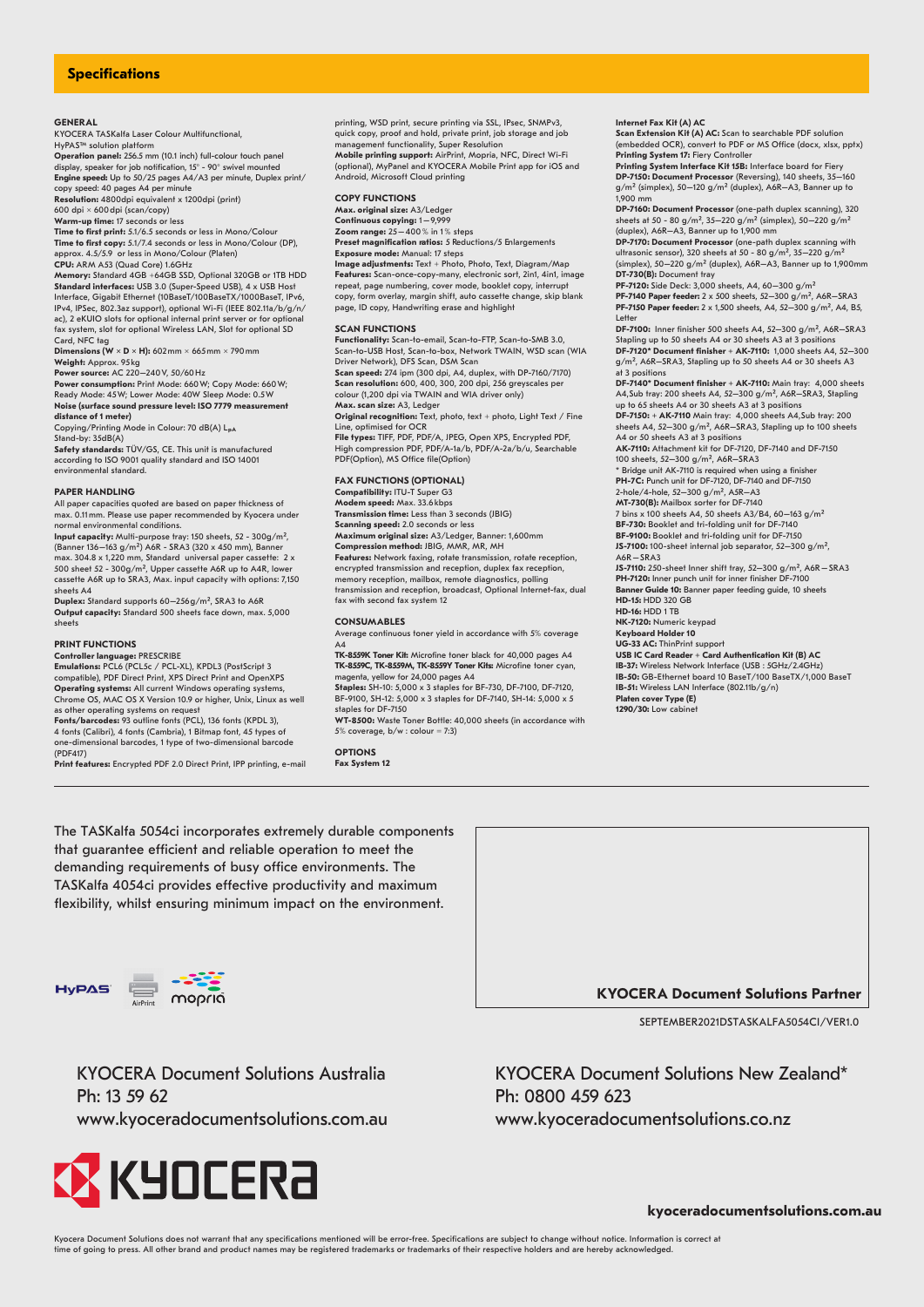## Specifications

### GENERAL

KYOCERA TASKalfa Laser Colour Multifunctional, HyPAS™ solution platform

**Operation panel:** 256.5 mm (10.1 inch) full-colour touch panel display, speaker for job notification, 15° - 90° swivel mounted

**Engine speed:** Up to 50/25 pages A4/A3 per minute, Duplex print/copy speed: 40 pages A4 per minute

**Resolution:** 4800dpi equivalent x 1200dpi (print) 600 dpi × 600 dpi (scan/copy)

**Warm-up time:** 17 seconds or less

**Time to first print:** 5.1/6.5 seconds or less in Mono/Colour

**Time to first copy:** 5.1/7.4 seconds or less in Mono/Colour (DP), approx. 4.5/5.9 or less in Mono/Colour (Platen)

**CPU:** ARM A53 (Quad Core) 1.6GHz

**Memory:** Standard 4GB +64GB SSD, Optional 320GB or 1TB HDD

**Standard interfaces:** USB 3.0 (Super-Speed USB), 4 x USB Host Interface, Gigabit Ethernet (10BaseT/100BaseTX/1000BaseT, IPv6, IPv4, IPSec, 802.3az support), optional Wi-Fi (IEEE 802.11a/b/g/n/ac), 2 eKUIO slots for optional internal print server or for optional fax system, slot for optional Wireless LAN, Slot for optional SD Card, NFC tag

**Dimensions (W × D × H):** 602mm × 665mm × 790mm

**Weight:** Approx. 95kg

**Power source:** AC 220–240V, 50/60Hz

**Power consumption:** Print Mode: 660W; Copy Mode: 660W; Ready Mode: 45W; Lower Mode: 40W Sleep Mode: 0.5W

**Noise (surface sound pressure level: ISO 7779 measurement distance of 1 meter)**

Copying/Printing Mode in Colour: 70 dB(A) $L_{pA}$

Stand-by: 35dB(A)

**Safety standards:** TÜV/GS, CE. This unit is manufactured according to ISO 9001 quality standard and ISO 14001 environmental standard.

### PAPER HANDLING

All paper capacities quoted are based on paper thickness of max. 0.11mm. Please use paper recommended by Kyocera under normal environmental conditions.

**Input capacity:** Multi-purpose tray: 150 sheets, 52 - 300g/m², (Banner 136–163 g/m²) A6R - SRA3 (320 x 450 mm), Banner max. 304.8 x 1,220 mm, Standard universal paper cassette: 2 x 500 sheet 52 - 300g/m², Upper cassette A6R up to A4R, lower cassette A6R up to SRA3, Max. input capacity with options: 7,150 sheets A4

**Duplex:** Standard supports 60–256g/m², SRA3 to A6R

**Output capacity:** Standard 500 sheets face down, max. 5,000 sheets

### PRINT FUNCTIONS

**Controller language:** PRESCRIBE

**Emulations:** PCL6 (PCL5c / PCL-XL), KPDL3 (PostScript 3 compatible), PDF Direct Print, XPS Direct Print and OpenXPS

**Operating systems:** All current Windows operating systems, Chrome OS, MAC OS X Version 10.9 or higher, Unix, Linux as well as other operating systems on request

**Fonts/barcodes:** 93 outline fonts (PCL), 136 fonts (KPDL 3), 4 fonts (Calibri), 4 fonts (Cambria), 1 Bitmap font, 45 types of one-dimensional barcodes, 1 type of two-dimensional barcode (PDF417)

**Print features:** Encrypted PDF 2.0 Direct Print, IPP printing, e-mail printing, WSD print, secure printing via SSL, IPsec, SNMPv3, quick copy, proof and hold, private print, job storage and job management functionality, Super Resolution

**Mobile printing support:** AirPrint, Mopria, NFC, Direct Wi-Fi (optional), MyPanel and KYOCERA Mobile Print app for iOS and Android, Microsoft Cloud printing

### COPY FUNCTIONS

**Max. original size:** A3/Ledger

**Continuous copying:** 1–9,999

**Zoom range:** 25–400% in 1% steps

**Preset magnification ratios:** 5 Reductions/5 Enlargements

**Exposure mode:** Manual: 17 steps

**Image adjustments:** Text + Photo, Photo, Text, Diagram/Map

**Features:** Scan-once-copy-many, electronic sort, 2in1, 4in1, image repeat, page numbering, cover mode, booklet copy, interrupt copy, form overlay, margin shift, auto cassette change, skip blank page, ID copy, Handwriting erase and highlight

### SCAN FUNCTIONS

**Functionality:** Scan-to-email, Scan-to-FTP, Scan-to-SMB 3.0, Scan-to-USB Host, Scan-to-box, Network TWAIN, WSD scan (WIA Driver Network), DFS Scan, DSM Scan

**Scan speed:** 274 ipm (300 dpi, A4, duplex, with DP-7160/7170)

**Scan resolution:** 600, 400, 300, 200 dpi, 256 greyscales per colour (1,200 dpi via TWAIN and WIA driver only)

**Max. scan size:** A3, Ledger

**Original recognition:** Text, photo, text + photo, Light Text / Fine Line, optimised for OCR

**File types:** TIFF, PDF, PDF/A, JPEG, Open XPS, Encrypted PDF, High compression PDF, PDF/A-1a/b, PDF/A-2a/b/u, Searchable PDF(Option), MS Office file(Option)

### FAX FUNCTIONS (OPTIONAL)

**Compatibility:** ITU-T Super G3

**Modem speed:** Max. 33.6 kbps

**Transmission time:** Less than 3 seconds (JBIG)

**Scanning speed:** 2.0 seconds or less

**Maximum original size:** A3/Ledger, Banner: 1,600mm

**Compression method:** JBIG, MMR, MR, MH

**Features:** Network faxing, rotate transmission, rotate reception, encrypted transmission and reception, duplex fax reception, memory reception, mailbox, remote diagnostics, polling transmission and reception, broadcast, Optional Internet-fax, dual fax with second fax system 12

### CONSUMABLES

Average continuous toner yield in accordance with 5% coverage A4

**TK-8559K Toner Kit:** Microfine toner black for 40,000 pages A4

**TK-8559C, TK-8559M, TK-8559Y Toner Kits:** Microfine toner cyan, magenta, yellow for 24,000 pages A4

**Staples:** SH-10: 5,000 x 3 staples for BF-730, DF-7100, DF-7120, BF-9100, SH-12: 5,000 x 3 staples for DF-7140, SH-14: 5,000 x 5 staples for DF-7150

**WT-8500:** Waste Toner Bottle: 40,000 sheets (in accordance with 5% coverage, b/w : colour = 7:3)

### OPTIONS

**Fax System 12**

**Internet Fax Kit (A) AC**

**Scan Extension Kit (A) AC:** Scan to searchable PDF solution (embedded OCR), convert to PDF or MS Office (docx, xlsx, pptx)

**Printing System 17:** Fiery Controller

**Printing System Interface Kit 15B:** Interface board for Fiery

**DP-7150: Document Processor** (Reversing), 140 sheets, 35–160 g/m² (simplex), 50–120 g/m² (duplex), A6R–A3, Banner up to 1,900 mm

**DP-7160: Document Processor** (one-path duplex scanning), 320 sheets at 50 - 80 g/m², 35–220 g/m² (simplex), 50–220 g/m² (duplex), A6R–A3, Banner up to 1,900 mm

**DP-7170: Document Processor** (one-path duplex scanning with ultrasonic sensor), 320 sheets at 50 - 80 g/m², 35–220 g/m² (simplex), 50–220 g/m² (duplex), A6R–A3, Banner up to 1,900mm

**DT-730(B):** Document tray

**PF-7120:** Side Deck: 3,000 sheets, A4, 60–300 g/m²

**PF-7140 Paper feeder:** 2 x 500 sheets, 52–300 g/m², A6R–SRA3

**PF-7150 Paper feeder:** 2 x 1,500 sheets, A4, 52–300 g/m², A4, B5, Letter

**DF-7100:** Inner finisher 500 sheets A4, 52–300 g/m², A6R–SRA3 Stapling up to 50 sheets A4 or 30 sheets A3 at 3 positions

**DF-7120* Document finisher + AK-7110:** 1,000 sheets A4, 52–300 g/m², A6R–SRA3, Stapling up to 50 sheets A4 or 30 sheets A3 at 3 positions

**DF-7140* Document finisher + AK-7110:** Main tray: 4,000 sheets A4,Sub tray: 200 sheets A4, 52–300 g/m², A6R–SRA3, Stapling up to 65 sheets A4 or 30 sheets A3 at 3 positions

**DF-7150: + AK-7110** Main tray: 4,000 sheets A4,Sub tray: 200 sheets A4, 52–300 g/m², A6R–SRA3, Stapling up to 100 sheets A4 or 50 sheets A3 at 3 positions

**AK-7110:** Attachment kit for DF-7120, DF-7140 and DF-7150 100 sheets, 52–300 g/m², A6R–SRA3

* Bridge unit AK-7110 is required when using a finisher

**PH-7C:** Punch unit for DF-7120, DF-7140 and DF-7150 2-hole/4-hole, 52–300 g/m², A5R–A3

**MT-730(B):** Mailbox sorter for DF-7140 7 bins x 100 sheets A4, 50 sheets A3/B4, 60–163 g/m²

**BF-730:** Booklet and tri-folding unit for DF-7140

**BF-9100:** Booklet and tri-folding unit for DF-7150

**JS-7100:** 100-sheet internal job separator, 52–300 g/m², A6R – SRA3

**JS-7110:** 250-sheet Inner shift tray, 52–300 g/m², A6R – SRA3

**PH-7120:** Inner punch unit for inner finisher DF-7100

**Banner Guide 10:** Banner paper feeding guide, 10 sheets

**HD-15:** HDD 320 GB

**HD-16:** HDD 1 TB

**NK-7120:** Numeric keypad

**Keyboard Holder 10**

**UG-33 AC:** ThinPrint support

**USB IC Card Reader + Card Authentication Kit (B) AC**

**IB-37:** Wireless Network Interface (USB : 5GHz/2.4GHz)

**IB-50:** GB-Ethernet board 10 BaseT/100 BaseTX/1,000 BaseT

**IB-51:** Wireless LAN Interface (802.11b/g/n)

**Platen cover Type (E)**

**1290/30:** Low cabinet

---

The TASKalfa 5054ci incorporates extremely durable components that guarantee efficient and reliable operation to meet the demanding requirements of busy office environments. The TASKalfa 4054ci provides effective productivity and maximum flexibility, whilst ensuring minimum impact on the environment.

HyPAS AirPrint mopria

**KYOCERA Document Solutions Partner**

SEPTEMBER2021DSTASKALFA5054CI/VER1.0

KYOCERA Document Solutions Australia
Ph: 13 59 62
www.kyoceradocumentsolutions.com.au

KYOCERA Document Solutions New Zealand*
Ph: 0800 459 623
www.kyoceradocumentsolutions.co.nz

KYOCERA

**kyoceradocumentsolutions.com.au**

Kyocera Document Solutions does not warrant that any specifications mentioned will be error-free. Specifications are subject to change without notice. Information is correct at time of going to press. All other brand and product names may be registered trademarks or trademarks of their respective holders and are hereby acknowledged.